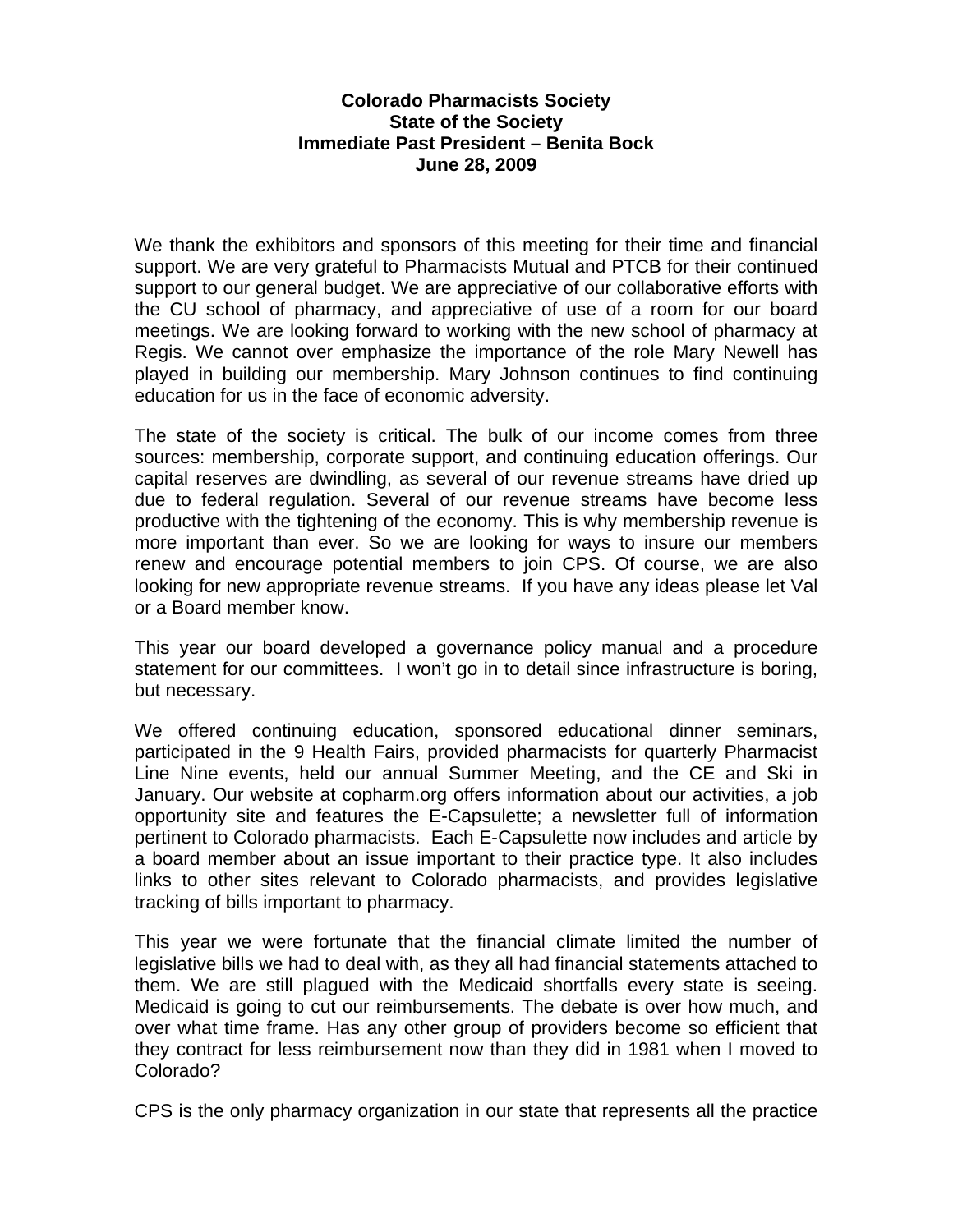**Colorado Pharmacists Society**
**State of the Society**
**Immediate Past President – Benita Bock**
**June 28, 2009**

We thank the exhibitors and sponsors of this meeting for their time and financial support. We are very grateful to Pharmacists Mutual and PTCB for their continued support to our general budget. We are appreciative of our collaborative efforts with the CU school of pharmacy, and appreciative of use of a room for our board meetings. We are looking forward to working with the new school of pharmacy at Regis. We cannot over emphasize the importance of the role Mary Newell has played in building our membership. Mary Johnson continues to find continuing education for us in the face of economic adversity.

The state of the society is critical. The bulk of our income comes from three sources: membership, corporate support, and continuing education offerings. Our capital reserves are dwindling, as several of our revenue streams have dried up due to federal regulation. Several of our revenue streams have become less productive with the tightening of the economy. This is why membership revenue is more important than ever. So we are looking for ways to insure our members renew and encourage potential members to join CPS. Of course, we are also looking for new appropriate revenue streams. If you have any ideas please let Val or a Board member know.

This year our board developed a governance policy manual and a procedure statement for our committees. I won't go in to detail since infrastructure is boring, but necessary.

We offered continuing education, sponsored educational dinner seminars, participated in the 9 Health Fairs, provided pharmacists for quarterly Pharmacist Line Nine events, held our annual Summer Meeting, and the CE and Ski in January. Our website at copharm.org offers information about our activities, a job opportunity site and features the E-Capsulette; a newsletter full of information pertinent to Colorado pharmacists. Each E-Capsulette now includes and article by a board member about an issue important to their practice type. It also includes links to other sites relevant to Colorado pharmacists, and provides legislative tracking of bills important to pharmacy.

This year we were fortunate that the financial climate limited the number of legislative bills we had to deal with, as they all had financial statements attached to them. We are still plagued with the Medicaid shortfalls every state is seeing. Medicaid is going to cut our reimbursements. The debate is over how much, and over what time frame. Has any other group of providers become so efficient that they contract for less reimbursement now than they did in 1981 when I moved to Colorado?

CPS is the only pharmacy organization in our state that represents all the practice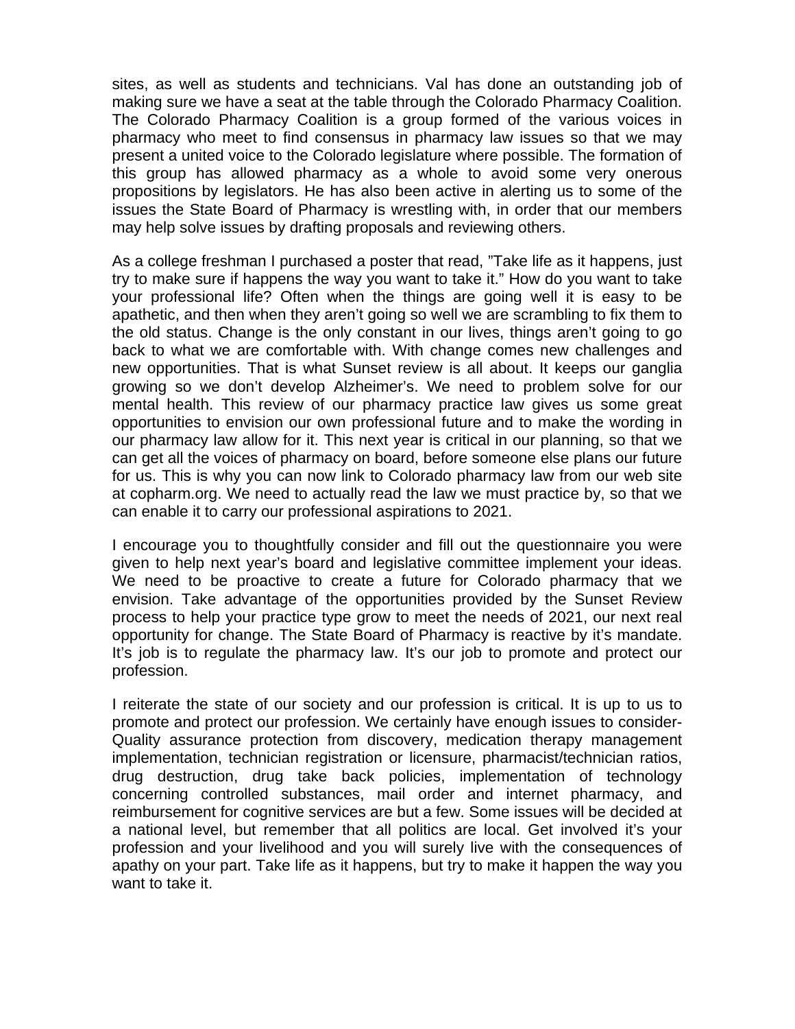sites, as well as students and technicians. Val has done an outstanding job of making sure we have a seat at the table through the Colorado Pharmacy Coalition. The Colorado Pharmacy Coalition is a group formed of the various voices in pharmacy who meet to find consensus in pharmacy law issues so that we may present a united voice to the Colorado legislature where possible. The formation of this group has allowed pharmacy as a whole to avoid some very onerous propositions by legislators. He has also been active in alerting us to some of the issues the State Board of Pharmacy is wrestling with, in order that our members may help solve issues by drafting proposals and reviewing others.

As a college freshman I purchased a poster that read, "Take life as it happens, just try to make sure if happens the way you want to take it." How do you want to take your professional life? Often when the things are going well it is easy to be apathetic, and then when they aren't going so well we are scrambling to fix them to the old status. Change is the only constant in our lives, things aren't going to go back to what we are comfortable with. With change comes new challenges and new opportunities. That is what Sunset review is all about. It keeps our ganglia growing so we don't develop Alzheimer's. We need to problem solve for our mental health. This review of our pharmacy practice law gives us some great opportunities to envision our own professional future and to make the wording in our pharmacy law allow for it. This next year is critical in our planning, so that we can get all the voices of pharmacy on board, before someone else plans our future for us. This is why you can now link to Colorado pharmacy law from our web site at copharm.org. We need to actually read the law we must practice by, so that we can enable it to carry our professional aspirations to 2021.

I encourage you to thoughtfully consider and fill out the questionnaire you were given to help next year's board and legislative committee implement your ideas. We need to be proactive to create a future for Colorado pharmacy that we envision. Take advantage of the opportunities provided by the Sunset Review process to help your practice type grow to meet the needs of 2021, our next real opportunity for change. The State Board of Pharmacy is reactive by it's mandate. It's job is to regulate the pharmacy law. It's our job to promote and protect our profession.

I reiterate the state of our society and our profession is critical. It is up to us to promote and protect our profession. We certainly have enough issues to consider- Quality assurance protection from discovery, medication therapy management implementation, technician registration or licensure, pharmacist/technician ratios, drug destruction, drug take back policies, implementation of technology concerning controlled substances, mail order and internet pharmacy, and reimbursement for cognitive services are but a few. Some issues will be decided at a national level, but remember that all politics are local. Get involved it's your profession and your livelihood and you will surely live with the consequences of apathy on your part. Take life as it happens, but try to make it happen the way you want to take it.